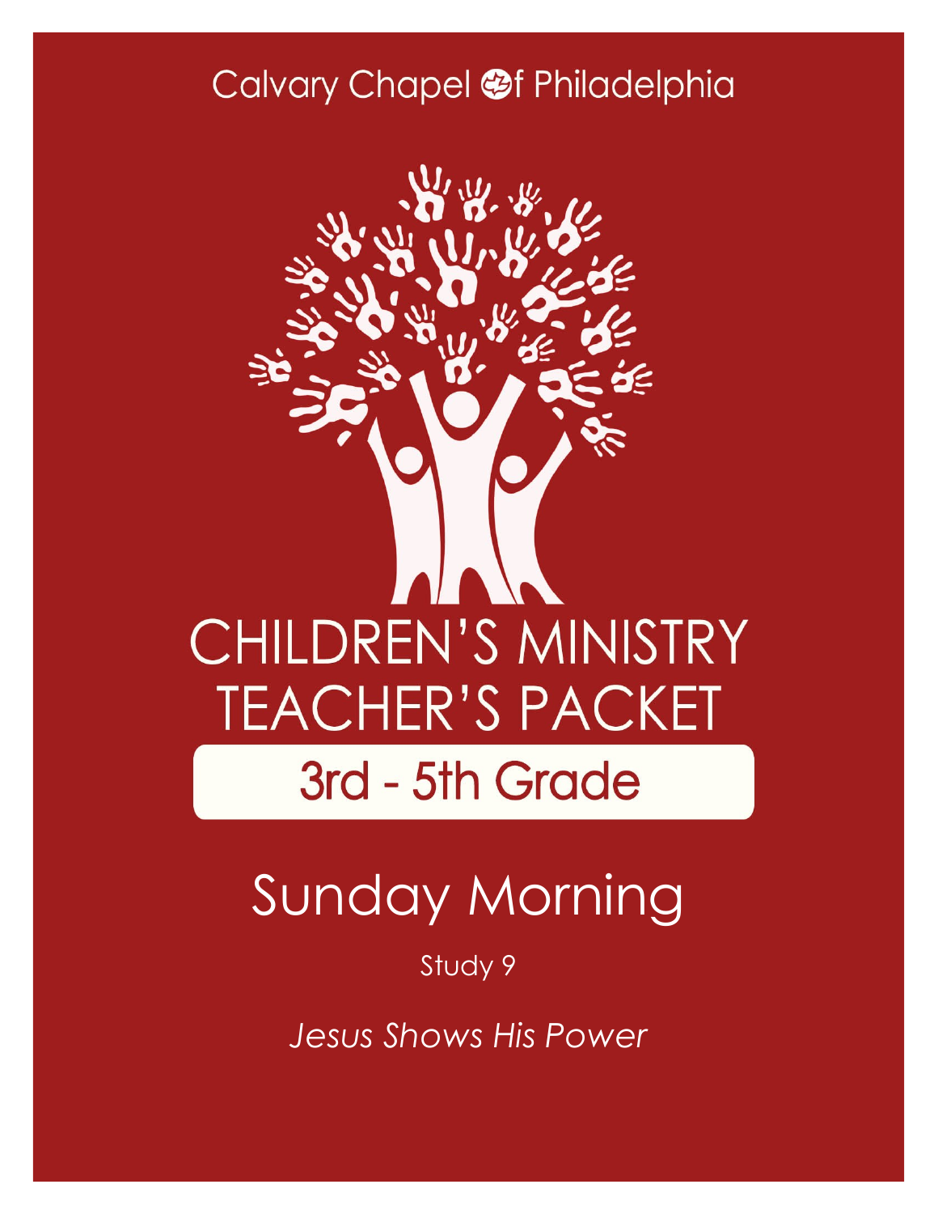Calvary Chapel of Philadelphia

# CHILDREN'S MINISTRY TEACHER'S PACKET

## 3rd - 5th Grade

# Sunday Morning

Study 9

*Jesus Shows His Power*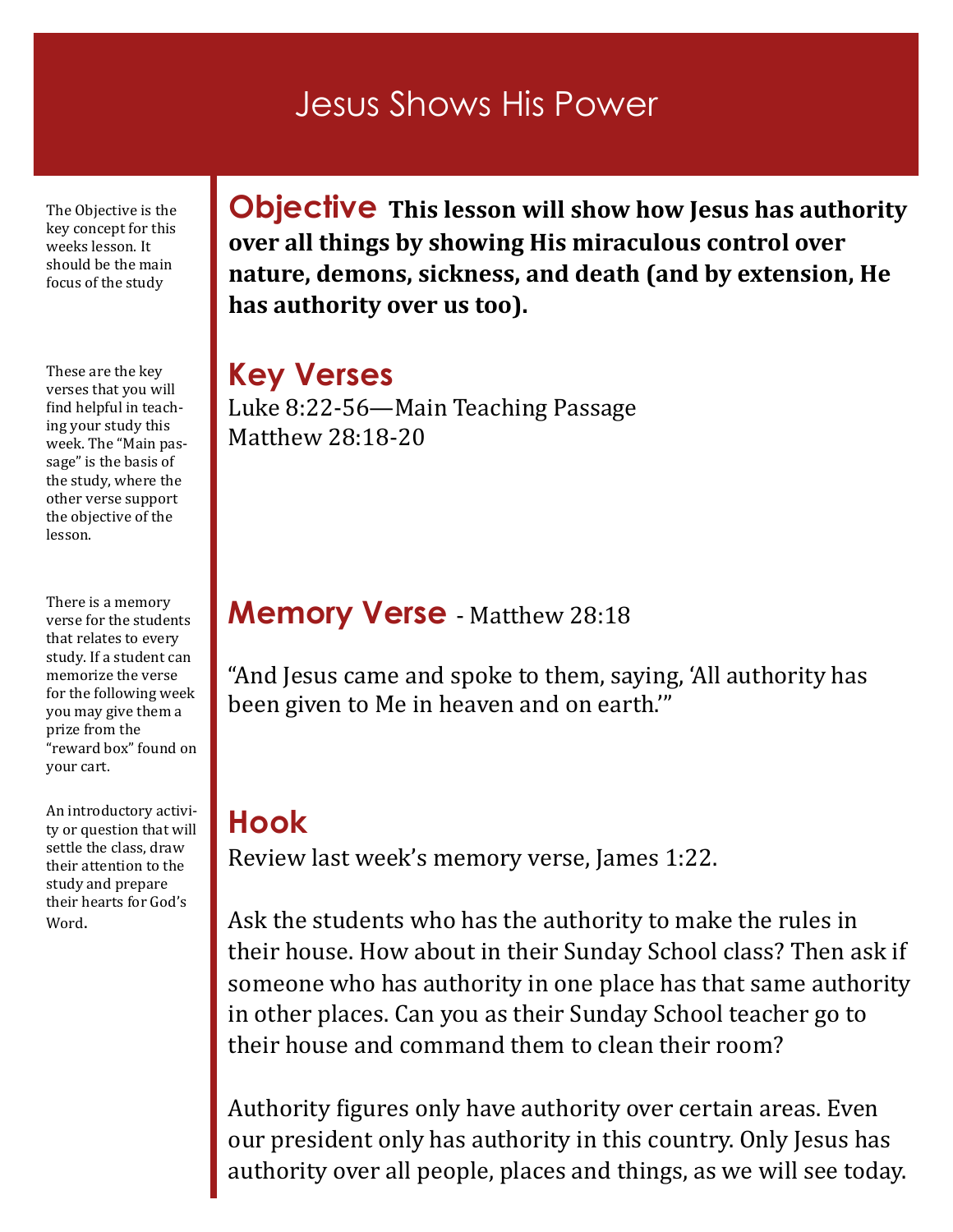# Jesus Shows His Power

The Objective is the key concept for this weeks lesson. It should be the main focus of the study

## Objective

**This lesson will show how Jesus has authority over all things by showing His miraculous control over nature, demons, sickness, and death (and by extension, He has authority over us too).**

These are the key verses that you will find helpful in teaching your study this week. The "Main passage" is the basis of the study, where the other verse support the objective of the lesson.

## Key Verses

Luke 8:22-56—Main Teaching Passage
Matthew 28:18-20

There is a memory verse for the students that relates to every study. If a student can memorize the verse for the following week you may give them a prize from the "reward box" found on your cart.

## Memory Verse - Matthew 28:18

"And Jesus came and spoke to them, saying, 'All authority has been given to Me in heaven and on earth.'"

An introductory activity or question that will settle the class, draw their attention to the study and prepare their hearts for God's Word.

## Hook

Review last week's memory verse, James 1:22.

Ask the students who has the authority to make the rules in their house. How about in their Sunday School class? Then ask if someone who has authority in one place has that same authority in other places. Can you as their Sunday School teacher go to their house and command them to clean their room?

Authority figures only have authority over certain areas. Even our president only has authority in this country. Only Jesus has authority over all people, places and things, as we will see today.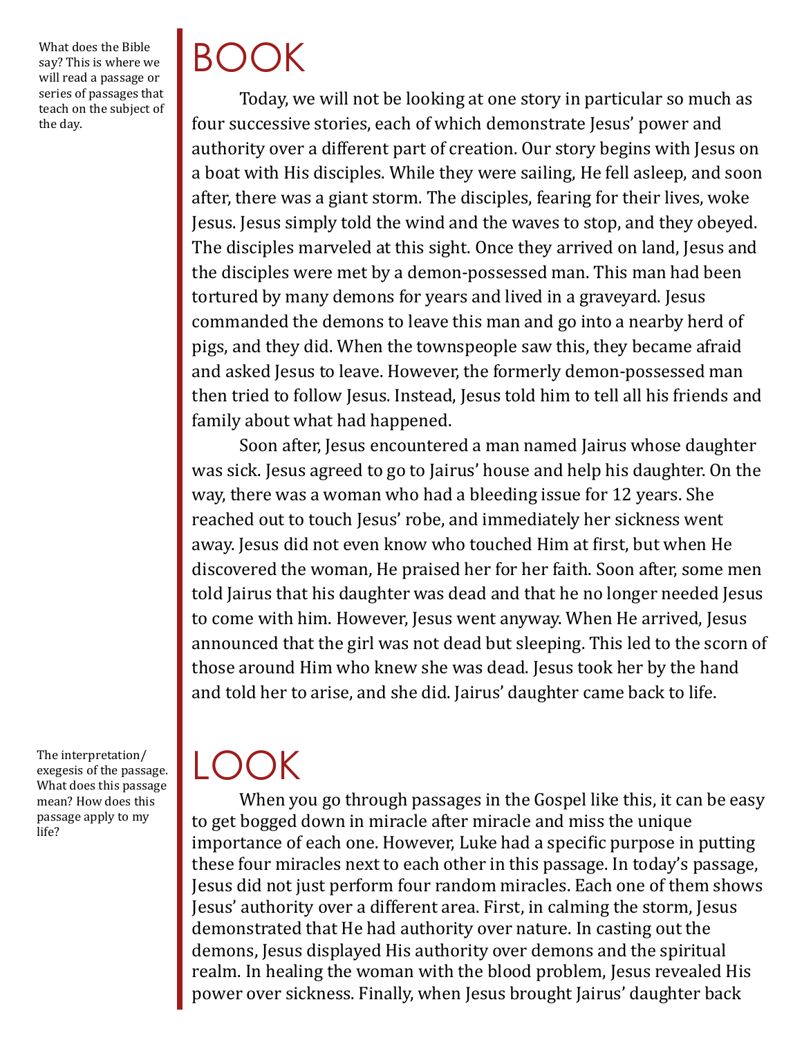What does the Bible say? This is where we will read a passage or series of passages that teach on the subject of the day.

# BOOK

Today, we will not be looking at one story in particular so much as four successive stories, each of which demonstrate Jesus' power and authority over a different part of creation. Our story begins with Jesus on a boat with His disciples. While they were sailing, He fell asleep, and soon after, there was a giant storm. The disciples, fearing for their lives, woke Jesus. Jesus simply told the wind and the waves to stop, and they obeyed. The disciples marveled at this sight. Once they arrived on land, Jesus and the disciples were met by a demon-possessed man. This man had been tortured by many demons for years and lived in a graveyard. Jesus commanded the demons to leave this man and go into a nearby herd of pigs, and they did. When the townspeople saw this, they became afraid and asked Jesus to leave. However, the formerly demon-possessed man then tried to follow Jesus. Instead, Jesus told him to tell all his friends and family about what had happened.

Soon after, Jesus encountered a man named Jairus whose daughter was sick. Jesus agreed to go to Jairus' house and help his daughter. On the way, there was a woman who had a bleeding issue for 12 years. She reached out to touch Jesus' robe, and immediately her sickness went away. Jesus did not even know who touched Him at first, but when He discovered the woman, He praised her for her faith. Soon after, some men told Jairus that his daughter was dead and that he no longer needed Jesus to come with him. However, Jesus went anyway. When He arrived, Jesus announced that the girl was not dead but sleeping. This led to the scorn of those around Him who knew she was dead. Jesus took her by the hand and told her to arise, and she did. Jairus' daughter came back to life.

The interpretation/exegesis of the passage. What does this passage mean? How does this passage apply to my life?

# LOOK

When you go through passages in the Gospel like this, it can be easy to get bogged down in miracle after miracle and miss the unique importance of each one. However, Luke had a specific purpose in putting these four miracles next to each other in this passage. In today's passage, Jesus did not just perform four random miracles. Each one of them shows Jesus' authority over a different area. First, in calming the storm, Jesus demonstrated that He had authority over nature. In casting out the demons, Jesus displayed His authority over demons and the spiritual realm. In healing the woman with the blood problem, Jesus revealed His power over sickness. Finally, when Jesus brought Jairus' daughter back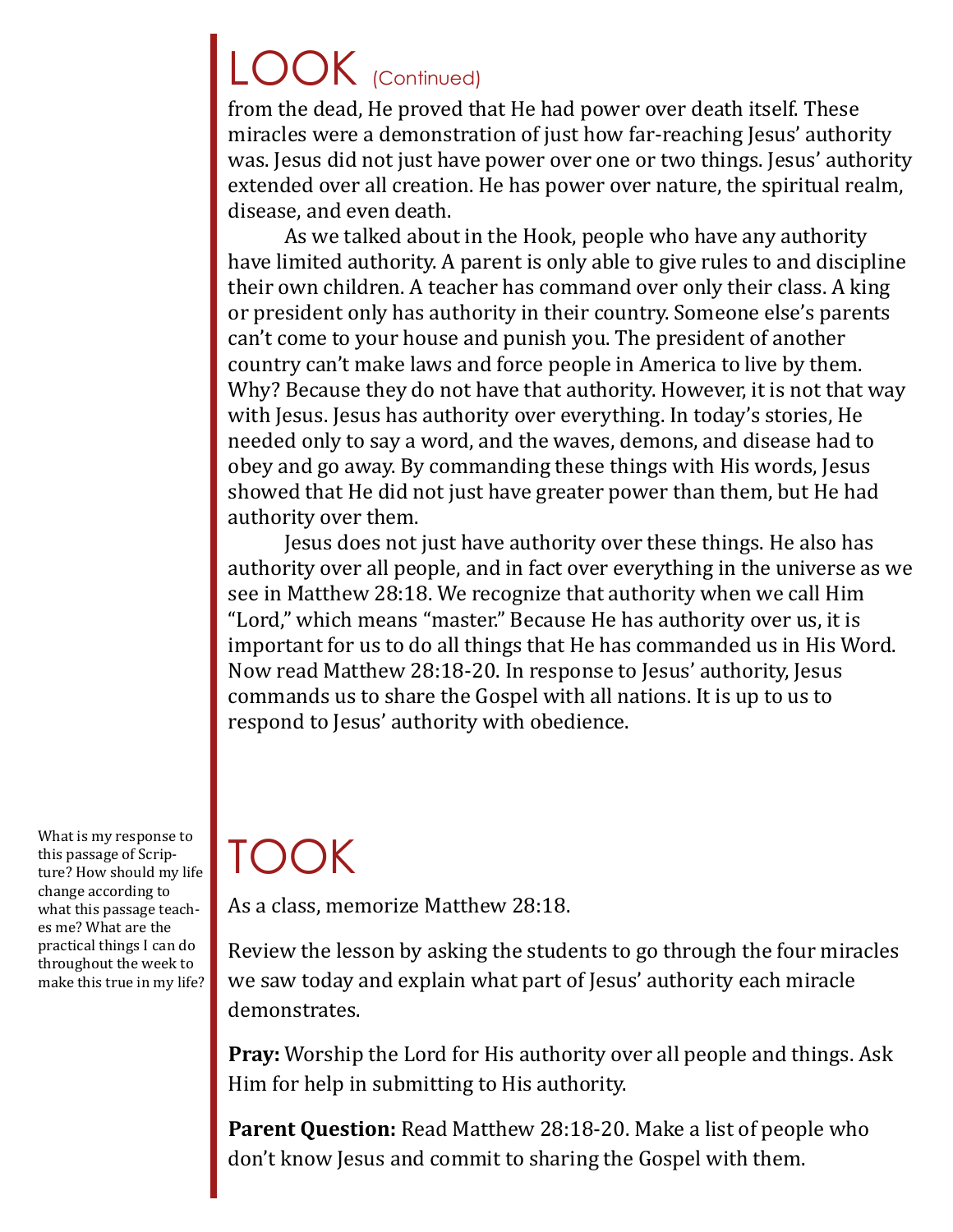# LOOK (Continued)

from the dead, He proved that He had power over death itself. These miracles were a demonstration of just how far-reaching Jesus' authority was. Jesus did not just have power over one or two things. Jesus' authority extended over all creation. He has power over nature, the spiritual realm, disease, and even death.

As we talked about in the Hook, people who have any authority have limited authority. A parent is only able to give rules to and discipline their own children. A teacher has command over only their class. A king or president only has authority in their country. Someone else's parents can't come to your house and punish you. The president of another country can't make laws and force people in America to live by them. Why? Because they do not have that authority. However, it is not that way with Jesus. Jesus has authority over everything. In today's stories, He needed only to say a word, and the waves, demons, and disease had to obey and go away. By commanding these things with His words, Jesus showed that He did not just have greater power than them, but He had authority over them.

Jesus does not just have authority over these things. He also has authority over all people, and in fact over everything in the universe as we see in Matthew 28:18. We recognize that authority when we call Him "Lord," which means "master." Because He has authority over us, it is important for us to do all things that He has commanded us in His Word. Now read Matthew 28:18-20. In response to Jesus' authority, Jesus commands us to share the Gospel with all nations. It is up to us to respond to Jesus' authority with obedience.

# TOOK

What is my response to this passage of Scripture? How should my life change according to what this passage teaches me? What are the practical things I can do throughout the week to make this true in my life?

As a class, memorize Matthew 28:18.

Review the lesson by asking the students to go through the four miracles we saw today and explain what part of Jesus' authority each miracle demonstrates.

**Pray:** Worship the Lord for His authority over all people and things. Ask Him for help in submitting to His authority.

**Parent Question:** Read Matthew 28:18-20. Make a list of people who don't know Jesus and commit to sharing the Gospel with them.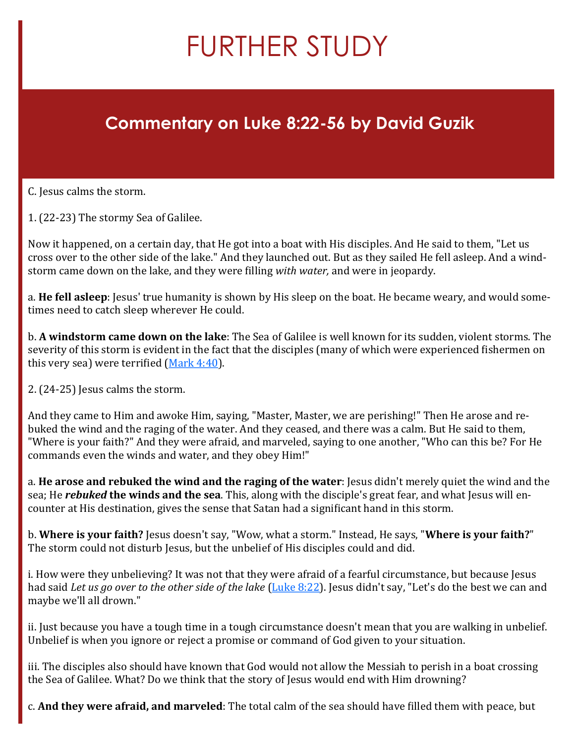# FURTHER STUDY

## Commentary on Luke 8:22-56 by David Guzik

C. Jesus calms the storm.

1. (22-23) The stormy Sea of Galilee.

Now it happened, on a certain day, that He got into a boat with His disciples. And He said to them, "Let us cross over to the other side of the lake." And they launched out. But as they sailed He fell asleep. And a windstorm came down on the lake, and they were filling *with water,* and were in jeopardy.

a. **He fell asleep**: Jesus' true humanity is shown by His sleep on the boat. He became weary, and would sometimes need to catch sleep wherever He could.

b. **A windstorm came down on the lake**: The Sea of Galilee is well known for its sudden, violent storms. The severity of this storm is evident in the fact that the disciples (many of which were experienced fishermen on this very sea) were terrified (Mark 4:40).

2. (24-25) Jesus calms the storm.

And they came to Him and awoke Him, saying, "Master, Master, we are perishing!" Then He arose and rebuked the wind and the raging of the water. And they ceased, and there was a calm. But He said to them, "Where is your faith?" And they were afraid, and marveled, saying to one another, "Who can this be? For He commands even the winds and water, and they obey Him!"

a. **He arose and rebuked the wind and the raging of the water**: Jesus didn't merely quiet the wind and the sea; He ***rebuked*** **the winds and the sea**. This, along with the disciple's great fear, and what Jesus will encounter at His destination, gives the sense that Satan had a significant hand in this storm.

b. **Where is your faith?** Jesus doesn't say, "Wow, what a storm." Instead, He says, "**Where is your faith?**" The storm could not disturb Jesus, but the unbelief of His disciples could and did.

i. How were they unbelieving? It was not that they were afraid of a fearful circumstance, but because Jesus had said *Let us go over to the other side of the lake* (Luke 8:22). Jesus didn't say, "Let's do the best we can and maybe we'll all drown."

ii. Just because you have a tough time in a tough circumstance doesn't mean that you are walking in unbelief. Unbelief is when you ignore or reject a promise or command of God given to your situation.

iii. The disciples also should have known that God would not allow the Messiah to perish in a boat crossing the Sea of Galilee. What? Do we think that the story of Jesus would end with Him drowning?

c. **And they were afraid, and marveled**: The total calm of the sea should have filled them with peace, but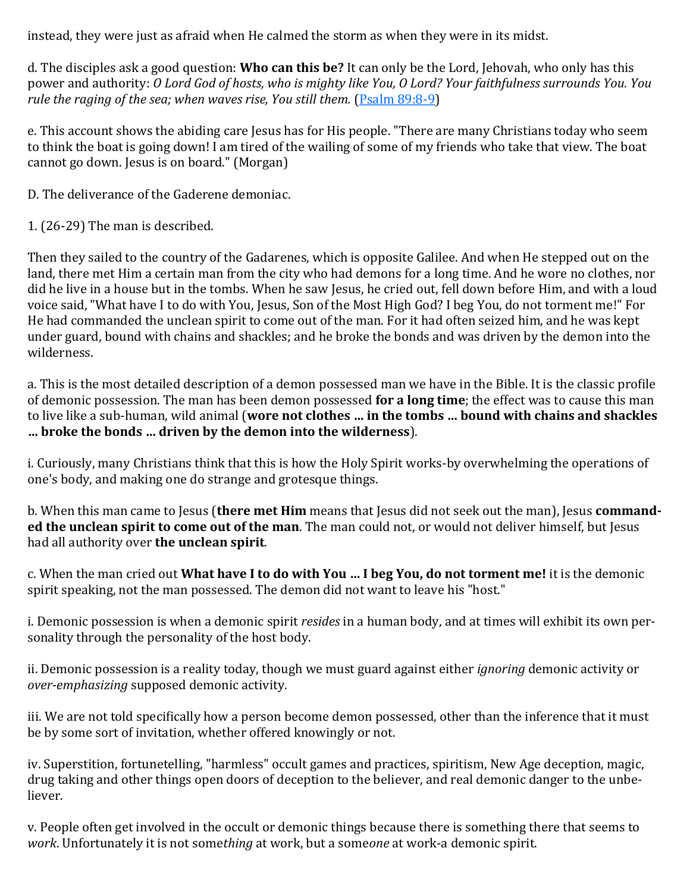instead, they were just as afraid when He calmed the storm as when they were in its midst.

d. The disciples ask a good question: **Who can this be?** It can only be the Lord, Jehovah, who only has this power and authority: *O Lord God of hosts, who is mighty like You, O Lord? Your faithfulness surrounds You. You rule the raging of the sea; when waves rise, You still them.* ([Psalm 89:8-9](Psalm 89:8-9))

e. This account shows the abiding care Jesus has for His people. "There are many Christians today who seem to think the boat is going down! I am tired of the wailing of some of my friends who take that view. The boat cannot go down. Jesus is on board." (Morgan)

D. The deliverance of the Gaderene demoniac.

1. (26-29) The man is described.

Then they sailed to the country of the Gadarenes, which is opposite Galilee. And when He stepped out on the land, there met Him a certain man from the city who had demons for a long time. And he wore no clothes, nor did he live in a house but in the tombs. When he saw Jesus, he cried out, fell down before Him, and with a loud voice said, "What have I to do with You, Jesus, Son of the Most High God? I beg You, do not torment me!" For He had commanded the unclean spirit to come out of the man. For it had often seized him, and he was kept under guard, bound with chains and shackles; and he broke the bonds and was driven by the demon into the wilderness.

a. This is the most detailed description of a demon possessed man we have in the Bible. It is the classic profile of demonic possession. The man has been demon possessed **for a long time**; the effect was to cause this man to live like a sub-human, wild animal (**wore not clothes ... in the tombs ... bound with chains and shackles ... broke the bonds ... driven by the demon into the wilderness**).

i. Curiously, many Christians think that this is how the Holy Spirit works-by overwhelming the operations of one's body, and making one do strange and grotesque things.

b. When this man came to Jesus (**there met Him** means that Jesus did not seek out the man), Jesus **commanded the unclean spirit to come out of the man**. The man could not, or would not deliver himself, but Jesus had all authority over **the unclean spirit**.

c. When the man cried out **What have I to do with You ... I beg You, do not torment me!** it is the demonic spirit speaking, not the man possessed. The demon did not want to leave his "host."

i. Demonic possession is when a demonic spirit *resides* in a human body, and at times will exhibit its own personality through the personality of the host body.

ii. Demonic possession is a reality today, though we must guard against either *ignoring* demonic activity or *over-emphasizing* supposed demonic activity.

iii. We are not told specifically how a person become demon possessed, other than the inference that it must be by some sort of invitation, whether offered knowingly or not.

iv. Superstition, fortunetelling, "harmless" occult games and practices, spiritism, New Age deception, magic, drug taking and other things open doors of deception to the believer, and real demonic danger to the unbeliever.

v. People often get involved in the occult or demonic things because there is something there that seems to *work*. Unfortunately it is not some*thing* at work, but a some*one* at work-a demonic spirit.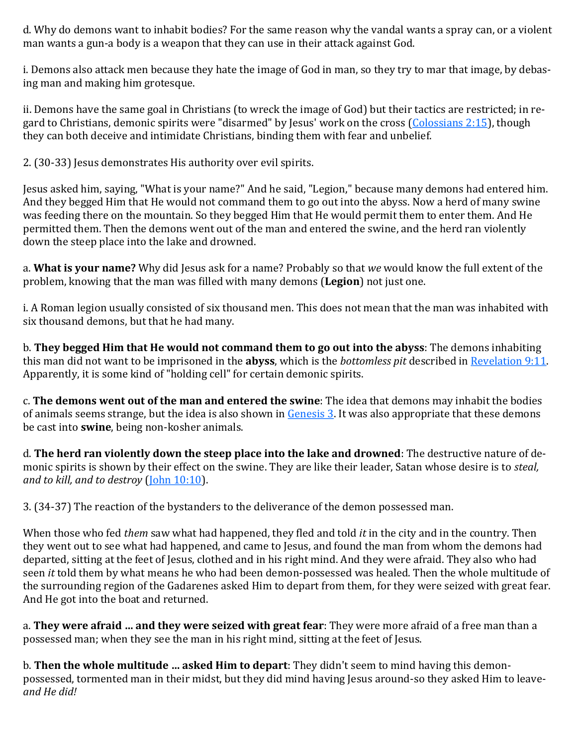d. Why do demons want to inhabit bodies? For the same reason why the vandal wants a spray can, or a violent man wants a gun-a body is a weapon that they can use in their attack against God.

i. Demons also attack men because they hate the image of God in man, so they try to mar that image, by debasing man and making him grotesque.

ii. Demons have the same goal in Christians (to wreck the image of God) but their tactics are restricted; in regard to Christians, demonic spirits were "disarmed" by Jesus' work on the cross (Colossians 2:15), though they can both deceive and intimidate Christians, binding them with fear and unbelief.

2. (30-33) Jesus demonstrates His authority over evil spirits.

Jesus asked him, saying, "What is your name?" And he said, "Legion," because many demons had entered him. And they begged Him that He would not command them to go out into the abyss. Now a herd of many swine was feeding there on the mountain. So they begged Him that He would permit them to enter them. And He permitted them. Then the demons went out of the man and entered the swine, and the herd ran violently down the steep place into the lake and drowned.

a. **What is your name?** Why did Jesus ask for a name? Probably so that *we* would know the full extent of the problem, knowing that the man was filled with many demons (**Legion**) not just one.

i. A Roman legion usually consisted of six thousand men. This does not mean that the man was inhabited with six thousand demons, but that he had many.

b. **They begged Him that He would not command them to go out into the abyss**: The demons inhabiting this man did not want to be imprisoned in the **abyss**, which is the *bottomless pit* described in Revelation 9:11. Apparently, it is some kind of "holding cell" for certain demonic spirits.

c. **The demons went out of the man and entered the swine**: The idea that demons may inhabit the bodies of animals seems strange, but the idea is also shown in Genesis 3. It was also appropriate that these demons be cast into **swine**, being non-kosher animals.

d. **The herd ran violently down the steep place into the lake and drowned**: The destructive nature of demonic spirits is shown by their effect on the swine. They are like their leader, Satan whose desire is to *steal, and to kill, and to destroy* (John 10:10).

3. (34-37) The reaction of the bystanders to the deliverance of the demon possessed man.

When those who fed *them* saw what had happened, they fled and told *it* in the city and in the country. Then they went out to see what had happened, and came to Jesus, and found the man from whom the demons had departed, sitting at the feet of Jesus, clothed and in his right mind. And they were afraid. They also who had seen *it* told them by what means he who had been demon-possessed was healed. Then the whole multitude of the surrounding region of the Gadarenes asked Him to depart from them, for they were seized with great fear. And He got into the boat and returned.

a. **They were afraid ... and they were seized with great fear**: They were more afraid of a free man than a possessed man; when they see the man in his right mind, sitting at the feet of Jesus.

b. **Then the whole multitude ... asked Him to depart**: They didn't seem to mind having this demon-possessed, tormented man in their midst, but they did mind having Jesus around-so they asked Him to leave-*and He did!*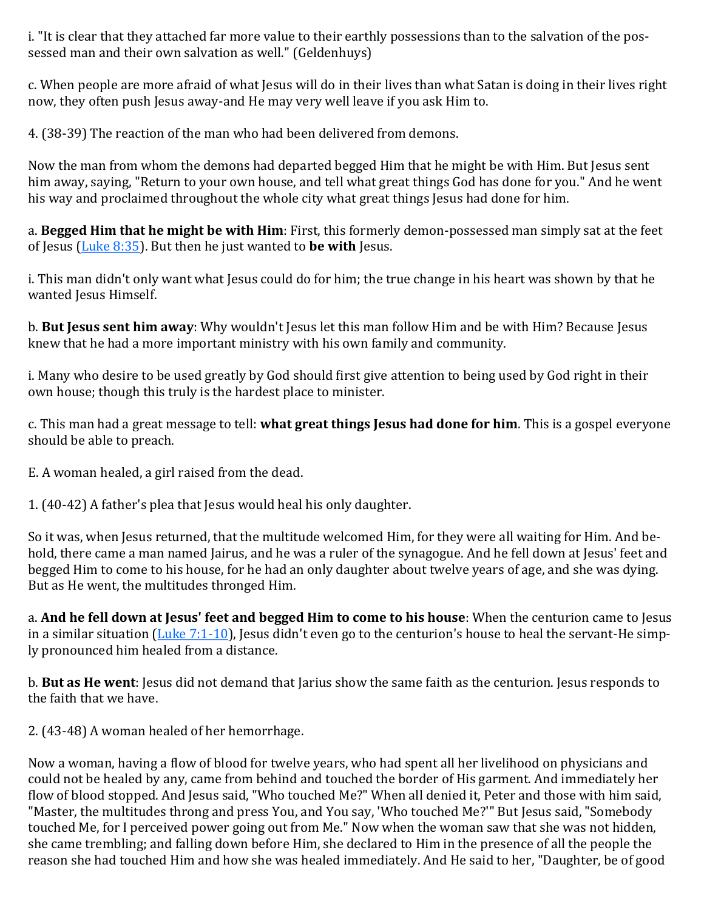i. "It is clear that they attached far more value to their earthly possessions than to the salvation of the possessed man and their own salvation as well." (Geldenhuys)

c. When people are more afraid of what Jesus will do in their lives than what Satan is doing in their lives right now, they often push Jesus away-and He may very well leave if you ask Him to.

4. (38-39) The reaction of the man who had been delivered from demons.

Now the man from whom the demons had departed begged Him that he might be with Him. But Jesus sent him away, saying, "Return to your own house, and tell what great things God has done for you." And he went his way and proclaimed throughout the whole city what great things Jesus had done for him.

a. **Begged Him that he might be with Him**: First, this formerly demon-possessed man simply sat at the feet of Jesus (Luke 8:35). But then he just wanted to **be with** Jesus.

i. This man didn't only want what Jesus could do for him; the true change in his heart was shown by that he wanted Jesus Himself.

b. **But Jesus sent him away**: Why wouldn't Jesus let this man follow Him and be with Him? Because Jesus knew that he had a more important ministry with his own family and community.

i. Many who desire to be used greatly by God should first give attention to being used by God right in their own house; though this truly is the hardest place to minister.

c. This man had a great message to tell: **what great things Jesus had done for him**. This is a gospel everyone should be able to preach.

E. A woman healed, a girl raised from the dead.

1. (40-42) A father's plea that Jesus would heal his only daughter.

So it was, when Jesus returned, that the multitude welcomed Him, for they were all waiting for Him. And behold, there came a man named Jairus, and he was a ruler of the synagogue. And he fell down at Jesus' feet and begged Him to come to his house, for he had an only daughter about twelve years of age, and she was dying. But as He went, the multitudes thronged Him.

a. **And he fell down at Jesus' feet and begged Him to come to his house**: When the centurion came to Jesus in a similar situation (Luke 7:1-10), Jesus didn't even go to the centurion's house to heal the servant-He simply pronounced him healed from a distance.

b. **But as He went**: Jesus did not demand that Jarius show the same faith as the centurion. Jesus responds to the faith that we have.

2. (43-48) A woman healed of her hemorrhage.

Now a woman, having a flow of blood for twelve years, who had spent all her livelihood on physicians and could not be healed by any, came from behind and touched the border of His garment. And immediately her flow of blood stopped. And Jesus said, "Who touched Me?" When all denied it, Peter and those with him said, "Master, the multitudes throng and press You, and You say, 'Who touched Me?'" But Jesus said, "Somebody touched Me, for I perceived power going out from Me." Now when the woman saw that she was not hidden, she came trembling; and falling down before Him, she declared to Him in the presence of all the people the reason she had touched Him and how she was healed immediately. And He said to her, "Daughter, be of good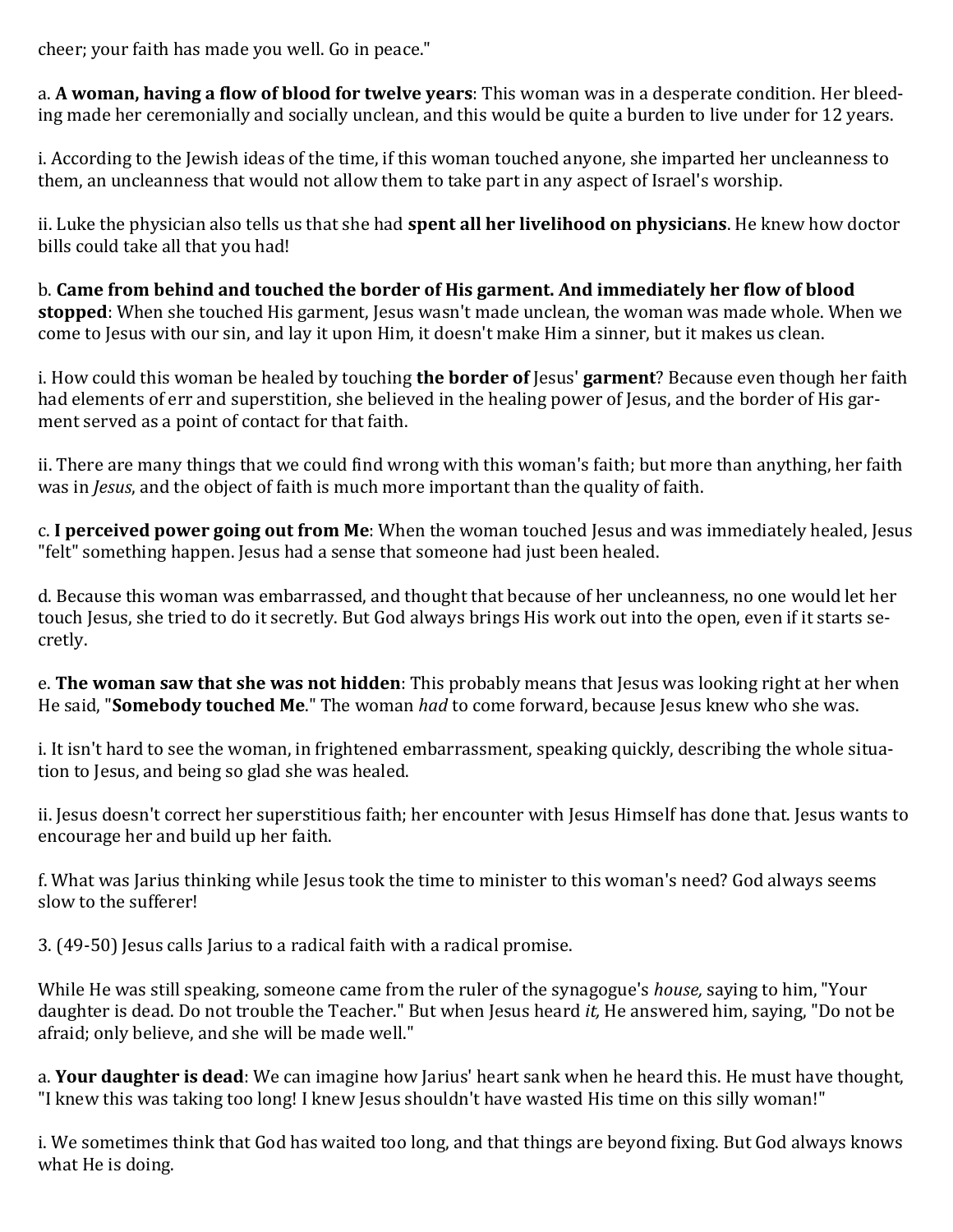cheer; your faith has made you well. Go in peace."

a. **A woman, having a flow of blood for twelve years**: This woman was in a desperate condition. Her bleeding made her ceremonially and socially unclean, and this would be quite a burden to live under for 12 years.

i. According to the Jewish ideas of the time, if this woman touched anyone, she imparted her uncleanness to them, an uncleanness that would not allow them to take part in any aspect of Israel's worship.

ii. Luke the physician also tells us that she had **spent all her livelihood on physicians**. He knew how doctor bills could take all that you had!

b. **Came from behind and touched the border of His garment. And immediately her flow of blood stopped**: When she touched His garment, Jesus wasn't made unclean, the woman was made whole. When we come to Jesus with our sin, and lay it upon Him, it doesn't make Him a sinner, but it makes us clean.

i. How could this woman be healed by touching **the border of** Jesus' **garment**? Because even though her faith had elements of err and superstition, she believed in the healing power of Jesus, and the border of His garment served as a point of contact for that faith.

ii. There are many things that we could find wrong with this woman's faith; but more than anything, her faith was in *Jesus*, and the object of faith is much more important than the quality of faith.

c. **I perceived power going out from Me**: When the woman touched Jesus and was immediately healed, Jesus "felt" something happen. Jesus had a sense that someone had just been healed.

d. Because this woman was embarrassed, and thought that because of her uncleanness, no one would let her touch Jesus, she tried to do it secretly. But God always brings His work out into the open, even if it starts secretly.

e. **The woman saw that she was not hidden**: This probably means that Jesus was looking right at her when He said, "**Somebody touched Me**." The woman *had* to come forward, because Jesus knew who she was.

i. It isn't hard to see the woman, in frightened embarrassment, speaking quickly, describing the whole situation to Jesus, and being so glad she was healed.

ii. Jesus doesn't correct her superstitious faith; her encounter with Jesus Himself has done that. Jesus wants to encourage her and build up her faith.

f. What was Jarius thinking while Jesus took the time to minister to this woman's need? God always seems slow to the sufferer!

3. (49-50) Jesus calls Jarius to a radical faith with a radical promise.

While He was still speaking, someone came from the ruler of the synagogue's *house,* saying to him, "Your daughter is dead. Do not trouble the Teacher." But when Jesus heard *it,* He answered him, saying, "Do not be afraid; only believe, and she will be made well."

a. **Your daughter is dead**: We can imagine how Jarius' heart sank when he heard this. He must have thought, "I knew this was taking too long! I knew Jesus shouldn't have wasted His time on this silly woman!"

i. We sometimes think that God has waited too long, and that things are beyond fixing. But God always knows what He is doing.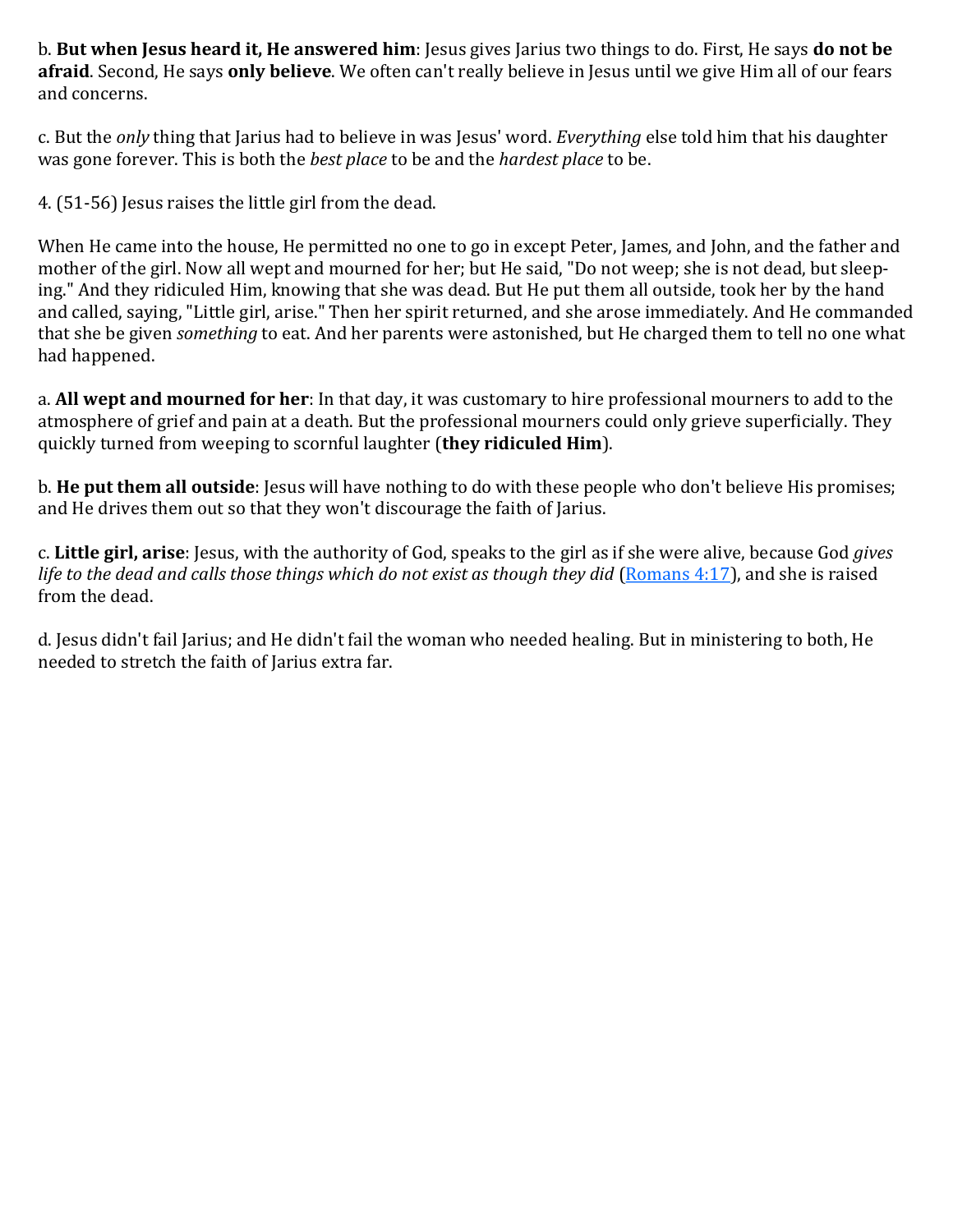b. **But when Jesus heard it, He answered him**: Jesus gives Jarius two things to do. First, He says **do not be afraid**. Second, He says **only believe**. We often can't really believe in Jesus until we give Him all of our fears and concerns.

c. But the *only* thing that Jarius had to believe in was Jesus' word. *Everything* else told him that his daughter was gone forever. This is both the *best place* to be and the *hardest place* to be.

4. (51-56) Jesus raises the little girl from the dead.

When He came into the house, He permitted no one to go in except Peter, James, and John, and the father and mother of the girl. Now all wept and mourned for her; but He said, "Do not weep; she is not dead, but sleeping." And they ridiculed Him, knowing that she was dead. But He put them all outside, took her by the hand and called, saying, "Little girl, arise." Then her spirit returned, and she arose immediately. And He commanded that she be given *something* to eat. And her parents were astonished, but He charged them to tell no one what had happened.

a. **All wept and mourned for her**: In that day, it was customary to hire professional mourners to add to the atmosphere of grief and pain at a death. But the professional mourners could only grieve superficially. They quickly turned from weeping to scornful laughter (**they ridiculed Him**).

b. **He put them all outside**: Jesus will have nothing to do with these people who don't believe His promises; and He drives them out so that they won't discourage the faith of Jarius.

c. **Little girl, arise**: Jesus, with the authority of God, speaks to the girl as if she were alive, because God *gives life to the dead and calls those things which do not exist as though they did* (Romans 4:17), and she is raised from the dead.

d. Jesus didn't fail Jarius; and He didn't fail the woman who needed healing. But in ministering to both, He needed to stretch the faith of Jarius extra far.